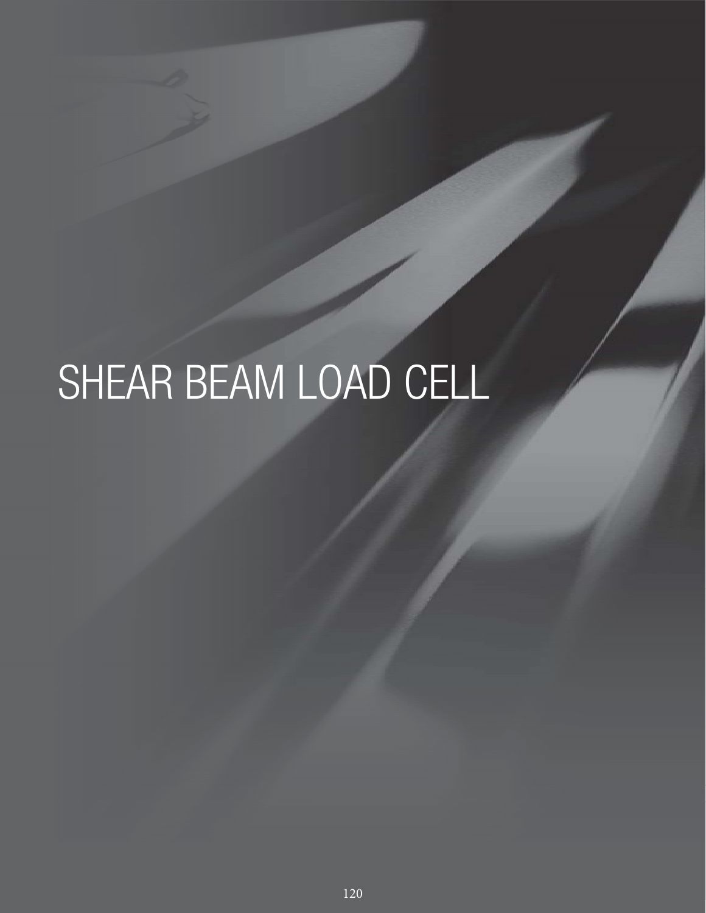# SHEAR BEAM LOAD CELL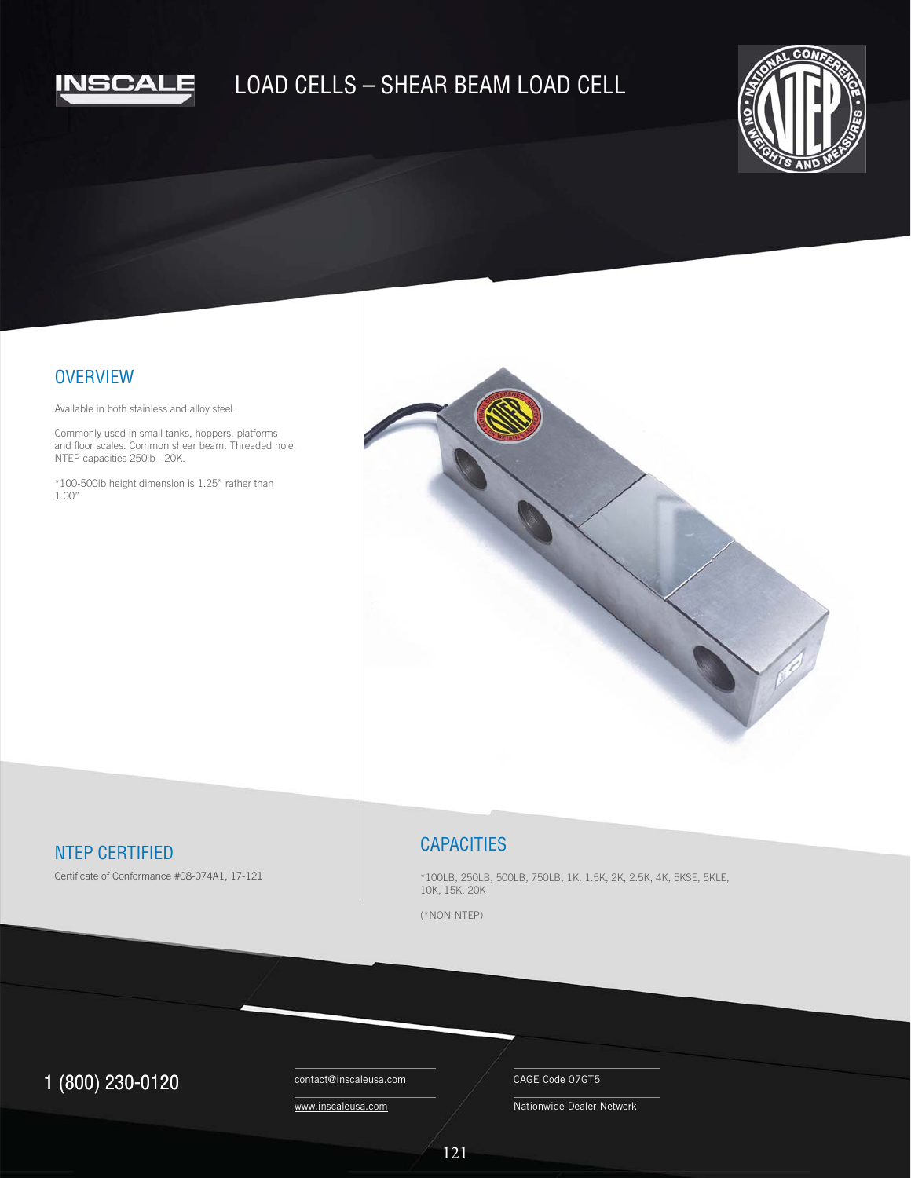INSCALE

# LOAD CELLS – SHEAR BEAM LOAD CELL

## OVERVIEW

Available in both stainless and alloy steel.

Commonly used in small tanks, hoppers, platforms and floor scales. Common shear beam. Threaded hole. NTEP capacities 250lb - 20K.

*100-500lb height dimension is 1.25" rather than 1.00"

## NTEP CERTIFIED

Certificate of Conformance #08-074A1, 17-121

## CAPACITIES

*100LB, 250LB, 500LB, 750LB, 1K, 1.5K, 2K, 2.5K, 4K, 5KSE, 5KLE, 10K, 15K, 20K

(*NON-NTEP)

1 (800) 230-0120

contact@inscaleusa.com

www.inscaleusa.com

CAGE Code 07GT5

Nationwide Dealer Network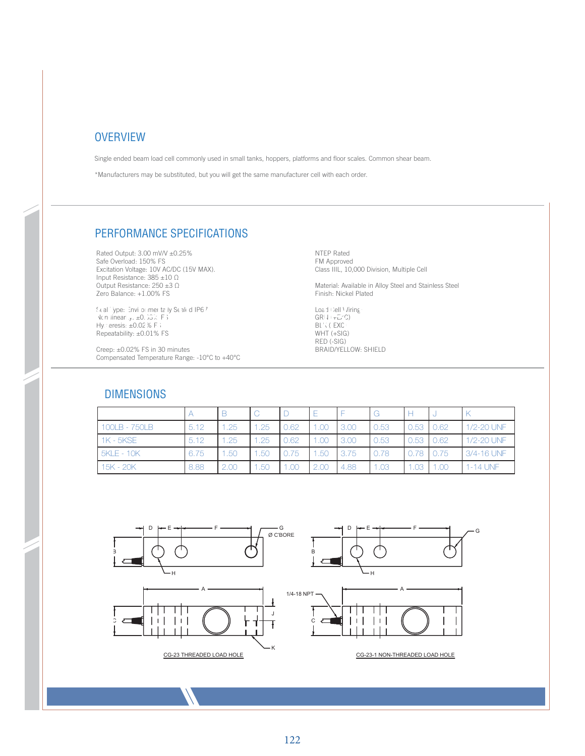## OVERVIEW

Single ended beam load cell commonly used in small tanks, hoppers, platforms and floor scales. Common shear beam.

*Manufacturers may be substituted, but you will get the same manufacturer cell with each order.

## PERFORMANCE SPECIFICATIONS

Rated Output: 3.00 mV/V ±0.25%
Safe Overload: 150% FS
Excitation Voltage: 10V AC/DC (15V MAX).
Input Resistance: 385 ±10 Ω
Output Resistance: 250 ±3 Ω
Zero Balance: +1.00% FS

Seal Type: Environmentally Sealed IP67
Non linearity: ±0.03% FS
Hysteresis: ±0.02% FS
Repeatability: ±0.01% FS

Creep: ±0.02% FS in 30 minutes
Compensated Temperature Range: -10°C to +40°C

NTEP Rated
FM Approved
Class IIIL, 10,000 Division, Multiple Cell

Material: Available in Alloy Steel and Stainless Steel
Finish: Nickel Plated

Load Cell Wiring:
GRN (+EXC)
BLK (-EXC)
WHT (+SIG)
RED (-SIG)
BRAID/YELLOW: SHIELD

## DIMENSIONS

| | A | B | C | D | E | F | G | H | J | K |
|---|---|---|---|---|---|---|---|---|---|---|
| 100LB - 750LB | 5.12 | 1.25 | 1.25 | 0.62 | 1.00 | 3.00 | 0.53 | 0.53 | 0.62 | 1/2-20 UNF |
| 1K - 5KSE | 5.12 | 1.25 | 1.25 | 0.62 | 1.00 | 3.00 | 0.53 | 0.53 | 0.62 | 1/2-20 UNF |
| 5KLE - 10K | 6.75 | 1.50 | 1.50 | 0.75 | 1.50 | 3.75 | 0.78 | 0.78 | 0.75 | 3/4-16 UNF |
| 15K - 20K | 8.88 | 2.00 | 1.50 | 1.00 | 2.00 | 4.88 | 1.03 | 1.03 | 1.00 | 1-14 UNF |

CG-23 THREADED LOAD HOLE

CG-23-1 NON-THREADED LOAD HOLE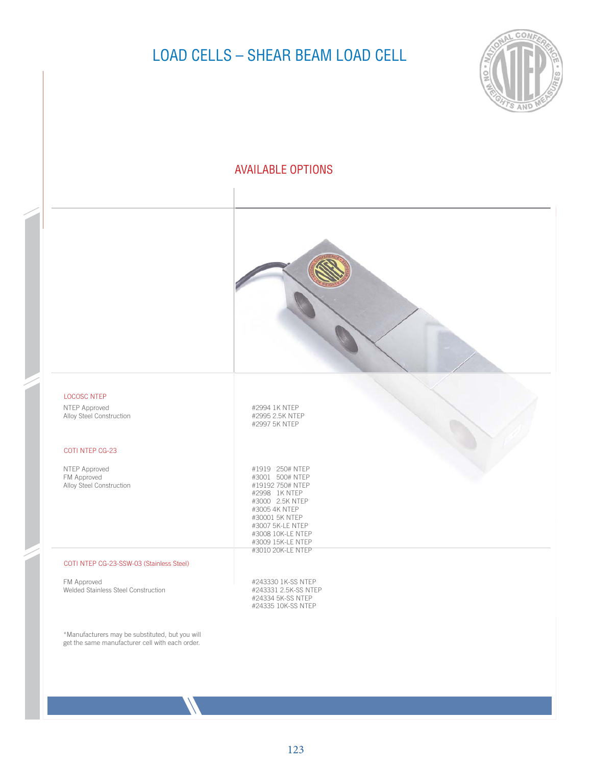# LOAD CELLS – SHEAR BEAM LOAD CELL

## AVAILABLE OPTIONS

| | |
|---|---|
| **LOCOSC NTEP**<br>NTEP Approved<br>Alloy Steel Construction | #2994 1K NTEP<br>#2995 2.5K NTEP<br>#2997 5K NTEP |
| **COTI NTEP CG-23**<br>NTEP Approved<br>FM Approved<br>Alloy Steel Construction | #1919 250# NTEP<br>#3001 500# NTEP<br>#19192 750# NTEP<br>#2998 1K NTEP<br>#3000 2.5K NTEP<br>#3005 4K NTEP<br>#30001 5K NTEP<br>#3007 5K-LE NTEP<br>#3008 10K-LE NTEP<br>#3009 15K-LE NTEP<br>#3010 20K-LE NTEP |
| **COTI NTEP CG-23-SSW-03 (Stainless Steel)**<br>FM Approved<br>Welded Stainless Steel Construction | #243330 1K-SS NTEP<br>#243331 2.5K-SS NTEP<br>#24334 5K-SS NTEP<br>#24335 10K-SS NTEP |

*Manufacturers may be substituted, but you will get the same manufacturer cell with each order.